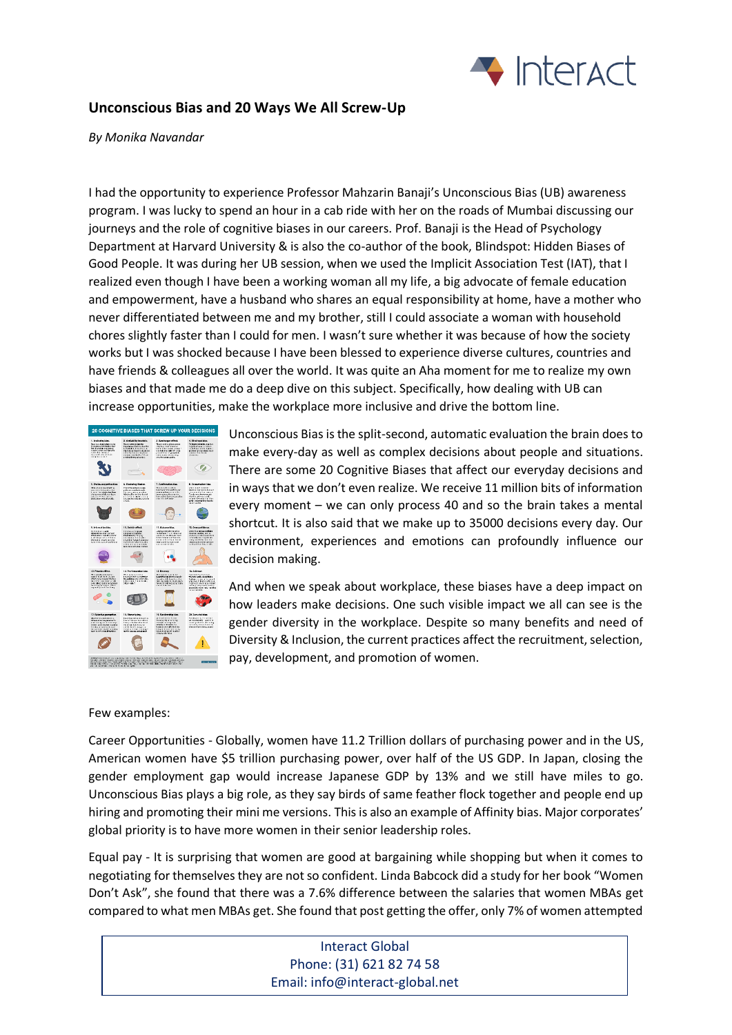## Unconscious Bias and 20 Ways We All Screw-Up

*By Monika Navandar*

I had the opportunity to experience Professor Mahzarin Banaji's Unconscious Bias (UB) awareness program. I was lucky to spend an hour in a cab ride with her on the roads of Mumbai discussing our journeys and the role of cognitive biases in our careers. Prof. Banaji is the Head of Psychology Department at Harvard University & is also the co-author of the book, Blindspot: Hidden Biases of Good People. It was during her UB session, when we used the Implicit Association Test (IAT), that I realized even though I have been a working woman all my life, a big advocate of female education and empowerment, have a husband who shares an equal responsibility at home, have a mother who never differentiated between me and my brother, still I could associate a woman with household chores slightly faster than I could for men. I wasn't sure whether it was because of how the society works but I was shocked because I have been blessed to experience diverse cultures, countries and have friends & colleagues all over the world. It was quite an Aha moment for me to realize my own biases and that made me do a deep dive on this subject. Specifically, how dealing with UB can increase opportunities, make the workplace more inclusive and drive the bottom line.

Unconscious Bias is the split-second, automatic evaluation the brain does to make every-day as well as complex decisions about people and situations. There are some 20 Cognitive Biases that affect our everyday decisions and in ways that we don't even realize. We receive 11 million bits of information every moment – we can only process 40 and so the brain takes a mental shortcut. It is also said that we make up to 35000 decisions every day. Our environment, experiences and emotions can profoundly influence our decision making.

And when we speak about workplace, these biases have a deep impact on how leaders make decisions. One such visible impact we all can see is the gender diversity in the workplace. Despite so many benefits and need of Diversity & Inclusion, the current practices affect the recruitment, selection, pay, development, and promotion of women.

Few examples:

Career Opportunities - Globally, women have 11.2 Trillion dollars of purchasing power and in the US, American women have $5 trillion purchasing power, over half of the US GDP. In Japan, closing the gender employment gap would increase Japanese GDP by 13% and we still have miles to go. Unconscious Bias plays a big role, as they say birds of same feather flock together and people end up hiring and promoting their mini me versions. This is also an example of Affinity bias. Major corporates' global priority is to have more women in their senior leadership roles.

Equal pay - It is surprising that women are good at bargaining while shopping but when it comes to negotiating for themselves they are not so confident. Linda Babcock did a study for her book "Women Don't Ask", she found that there was a 7.6% difference between the salaries that women MBAs get compared to what men MBAs get. She found that post getting the offer, only 7% of women attempted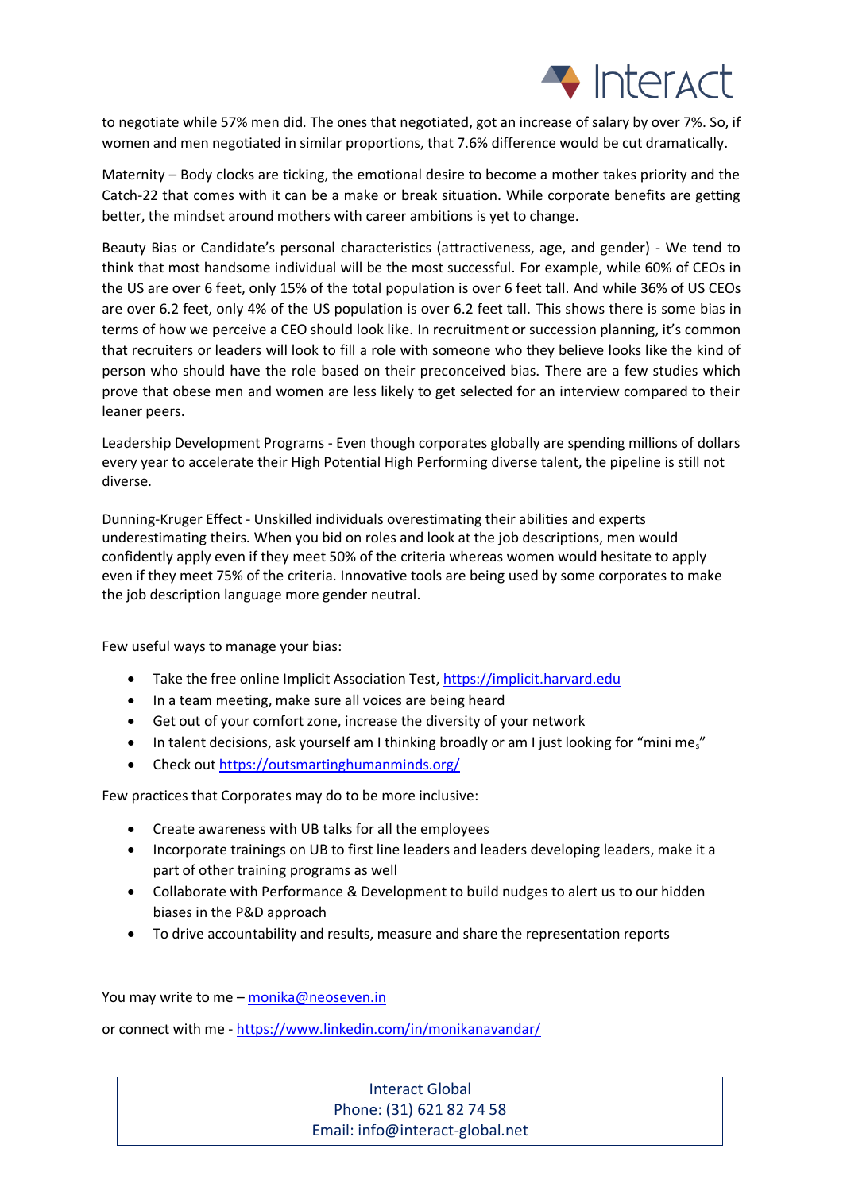to negotiate while 57% men did. The ones that negotiated, got an increase of salary by over 7%. So, if women and men negotiated in similar proportions, that 7.6% difference would be cut dramatically.

Maternity – Body clocks are ticking, the emotional desire to become a mother takes priority and the Catch-22 that comes with it can be a make or break situation. While corporate benefits are getting better, the mindset around mothers with career ambitions is yet to change.

Beauty Bias or Candidate's personal characteristics (attractiveness, age, and gender) - We tend to think that most handsome individual will be the most successful. For example, while 60% of CEOs in the US are over 6 feet, only 15% of the total population is over 6 feet tall. And while 36% of US CEOs are over 6.2 feet, only 4% of the US population is over 6.2 feet tall. This shows there is some bias in terms of how we perceive a CEO should look like. In recruitment or succession planning, it's common that recruiters or leaders will look to fill a role with someone who they believe looks like the kind of person who should have the role based on their preconceived bias. There are a few studies which prove that obese men and women are less likely to get selected for an interview compared to their leaner peers.

Leadership Development Programs - Even though corporates globally are spending millions of dollars every year to accelerate their High Potential High Performing diverse talent, the pipeline is still not diverse.

Dunning-Kruger Effect - Unskilled individuals overestimating their abilities and experts underestimating theirs. When you bid on roles and look at the job descriptions, men would confidently apply even if they meet 50% of the criteria whereas women would hesitate to apply even if they meet 75% of the criteria. Innovative tools are being used by some corporates to make the job description language more gender neutral.

Few useful ways to manage your bias:

- Take the free online Implicit Association Test, https://implicit.harvard.edu
- In a team meeting, make sure all voices are being heard
- Get out of your comfort zone, increase the diversity of your network
- In talent decisions, ask yourself am I thinking broadly or am I just looking for "mini mes"
- Check out https://outsmartinghumanminds.org/

Few practices that Corporates may do to be more inclusive:

- Create awareness with UB talks for all the employees
- Incorporate trainings on UB to first line leaders and leaders developing leaders, make it a part of other training programs as well
- Collaborate with Performance & Development to build nudges to alert us to our hidden biases in the P&D approach
- To drive accountability and results, measure and share the representation reports

You may write to me – monika@neoseven.in

or connect with me - https://www.linkedin.com/in/monikanavandar/

Interact Global
Phone: (31) 621 82 74 58
Email: info@interact-global.net